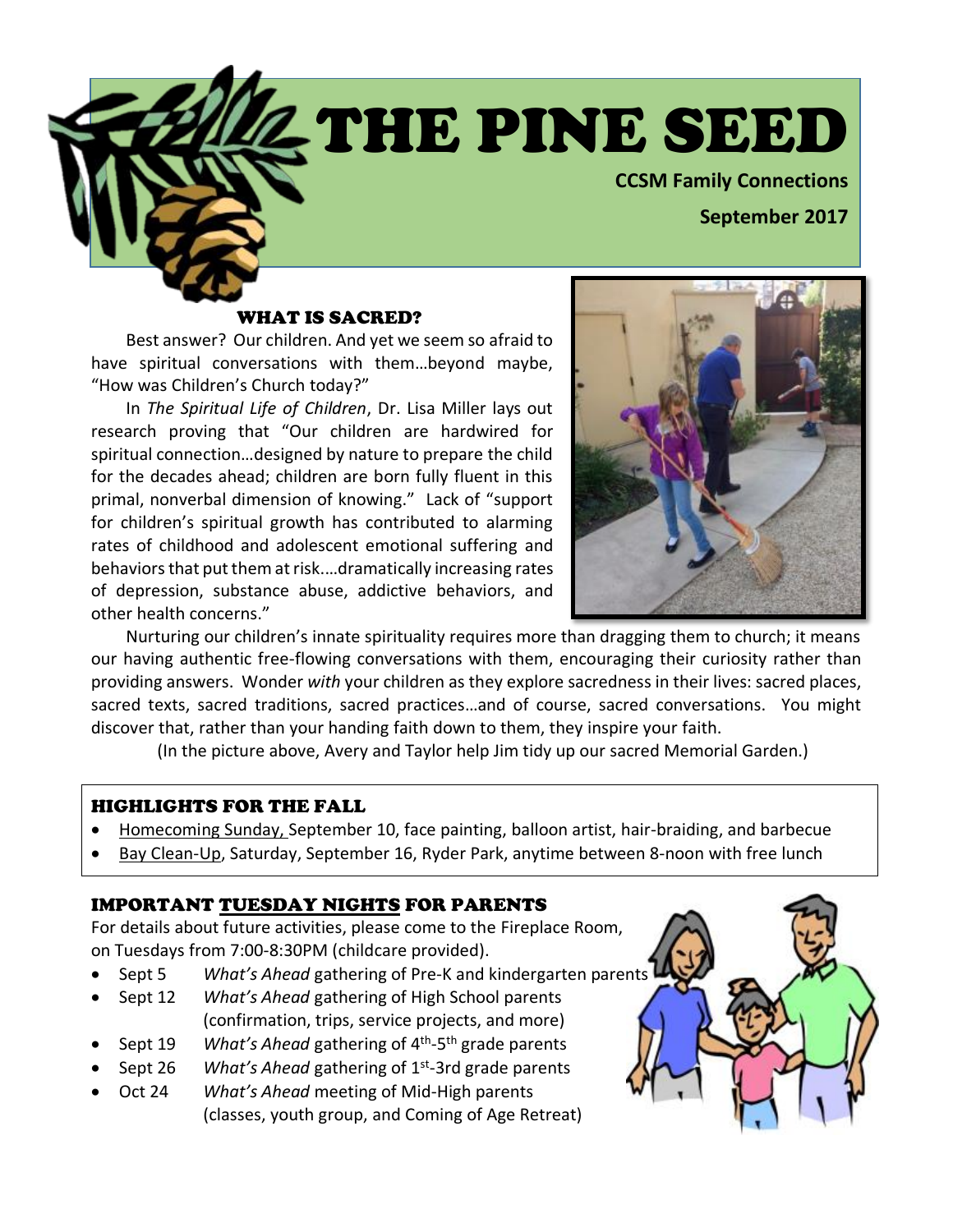# THE PINE SEED

**CCSM Family Connections**

**September 2017**

## WHAT IS SACRED?

Best answer? Our children. And yet we seem so afraid to have spiritual conversations with them…beyond maybe, "How was Children's Church today?"

In *The Spiritual Life of Children*, Dr. Lisa Miller lays out research proving that "Our children are hardwired for spiritual connection…designed by nature to prepare the child for the decades ahead; children are born fully fluent in this primal, nonverbal dimension of knowing." Lack of "support for children's spiritual growth has contributed to alarming rates of childhood and adolescent emotional suffering and behaviors that put them at risk.…dramatically increasing rates of depression, substance abuse, addictive behaviors, and other health concerns."

Nurturing our children's innate spirituality requires more than dragging them to church; it means our having authentic free-flowing conversations with them, encouraging their curiosity rather than providing answers. Wonder *with* your children as they explore sacredness in their lives: sacred places, sacred texts, sacred traditions, sacred practices…and of course, sacred conversations. You might discover that, rather than your handing faith down to them, they inspire your faith.

(In the picture above, Avery and Taylor help Jim tidy up our sacred Memorial Garden.)

## HIGHLIGHTS FOR THE FALL

- Homecoming Sunday, September 10, face painting, balloon artist, hair-braiding, and barbecue
- Bay Clean-Up, Saturday, September 16, Ryder Park, anytime between 8-noon with free lunch

## IMPORTANT TUESDAY NIGHTS FOR PARENTS

For details about future activities, please come to the Fireplace Room, on Tuesdays from 7:00-8:30PM (childcare provided).

- Sept 5 — *What's Ahead* gathering of Pre-K and kindergarten parents
- Sept 12 — *What's Ahead* gathering of High School parents (confirmation, trips, service projects, and more)
- Sept 19 — *What's Ahead* gathering of 4th-5th grade parents
- Sept 26 — *What's Ahead* gathering of 1st-3rd grade parents
- Oct 24 — *What's Ahead* meeting of Mid-High parents (classes, youth group, and Coming of Age Retreat)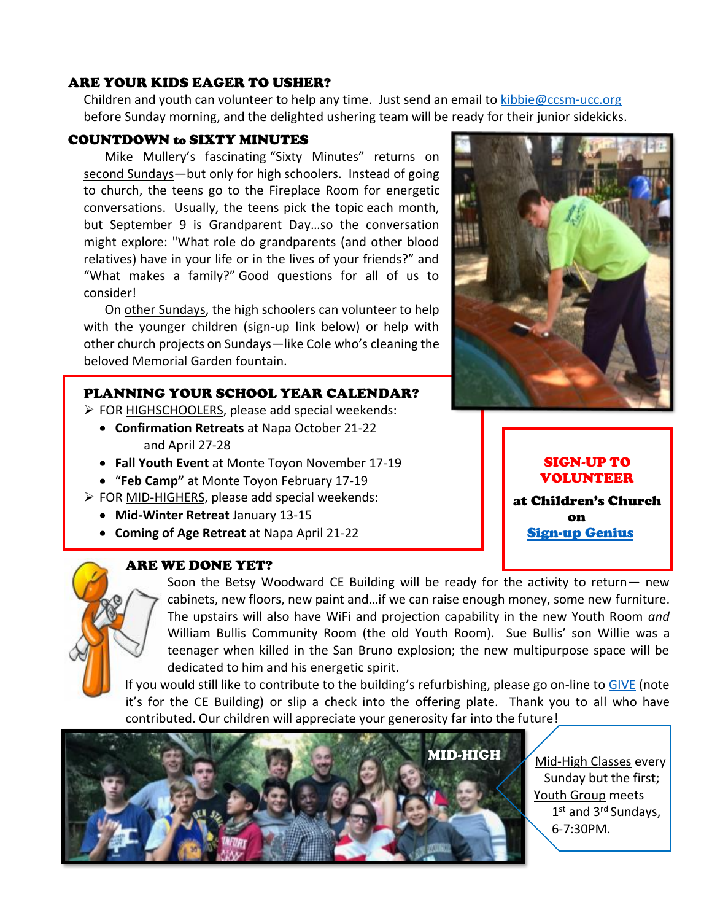## ARE YOUR KIDS EAGER TO USHER?

Children and youth can volunteer to help any time. Just send an email to kibbie@ccsm-ucc.org before Sunday morning, and the delighted ushering team will be ready for their junior sidekicks.

## COUNTDOWN to SIXTY MINUTES

Mike Mullery's fascinating "Sixty Minutes" returns on second Sundays—but only for high schoolers. Instead of going to church, the teens go to the Fireplace Room for energetic conversations. Usually, the teens pick the topic each month, but September 9 is Grandparent Day…so the conversation might explore: "What role do grandparents (and other blood relatives) have in your life or in the lives of your friends?" and "What makes a family?" Good questions for all of us to consider!

On other Sundays, the high schoolers can volunteer to help with the younger children (sign-up link below) or help with other church projects on Sundays—like Cole who's cleaning the beloved Memorial Garden fountain.

## PLANNING YOUR SCHOOL YEAR CALENDAR?

- FOR HIGHSCHOOLERS, please add special weekends:
  - **Confirmation Retreats** at Napa October 21-22 and April 27-28
  - **Fall Youth Event** at Monte Toyon November 17-19
  - "**Feb Camp"** at Monte Toyon February 17-19
- FOR MID-HIGHERS, please add special weekends:
  - **Mid-Winter Retreat** January 13-15
  - **Coming of Age Retreat** at Napa April 21-22

**SIGN-UP TO VOLUNTEER**

**at Children's Church on Sign-up Genius**

## ARE WE DONE YET?

Soon the Betsy Woodward CE Building will be ready for the activity to return— new cabinets, new floors, new paint and…if we can raise enough money, some new furniture. The upstairs will also have WiFi and projection capability in the new Youth Room *and* William Bullis Community Room (the old Youth Room). Sue Bullis' son Willie was a teenager when killed in the San Bruno explosion; the new multipurpose space will be dedicated to him and his energetic spirit.

If you would still like to contribute to the building's refurbishing, please go on-line to GIVE (note it's for the CE Building) or slip a check into the offering plate. Thank you to all who have contributed. Our children will appreciate your generosity far into the future!

MID-HIGH

Mid-High Classes every Sunday but the first; Youth Group meets 1st and 3rd Sundays, 6-7:30PM.